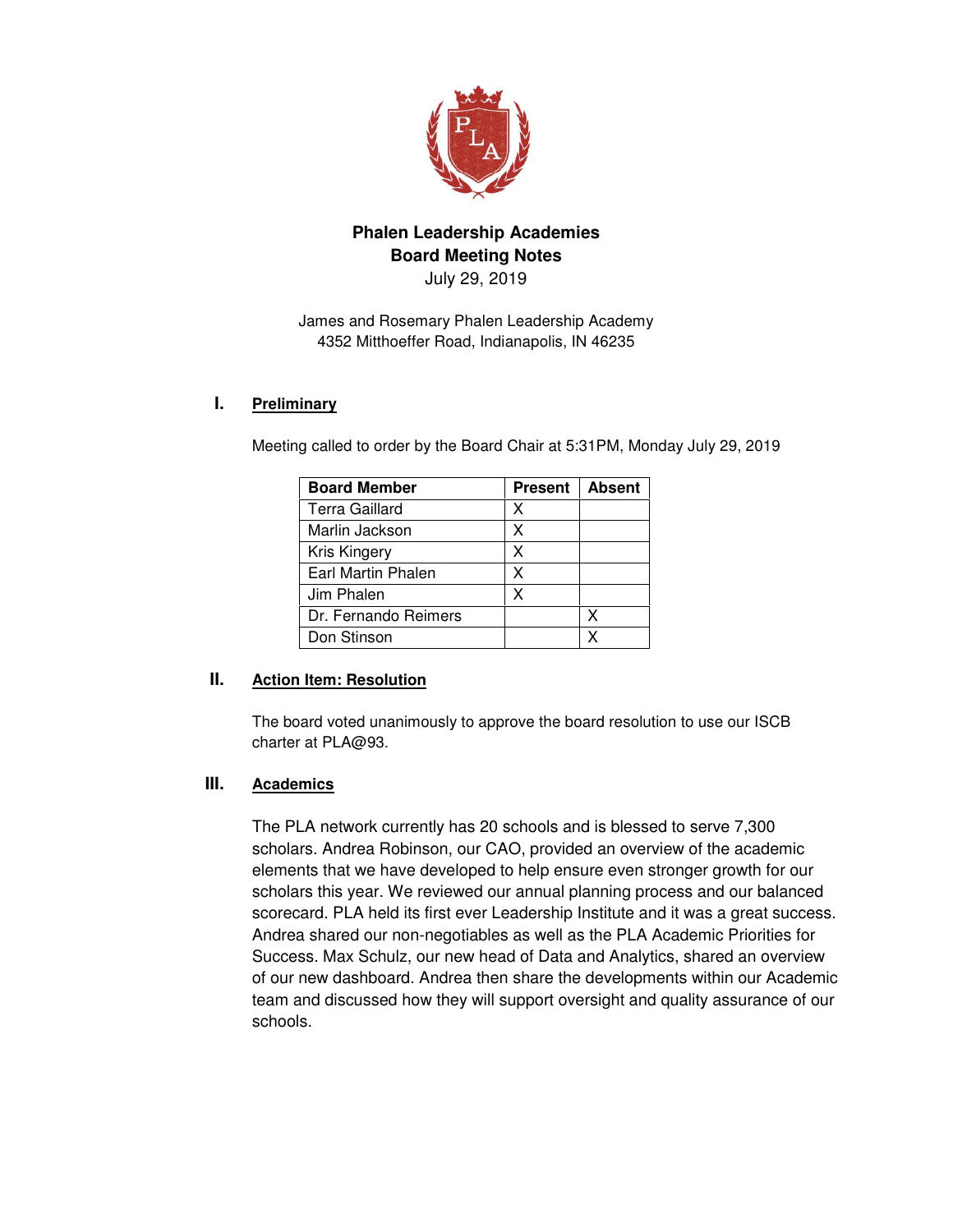# Phalen Leadership Academies
## Board Meeting Notes
July 29, 2019

James and Rosemary Phalen Leadership Academy
4352 Mitthoeffer Road, Indianapolis, IN 46235

## I. Preliminary

Meeting called to order by the Board Chair at 5:31PM, Monday July 29, 2019

| Board Member | Present | Absent |
|---|---|---|
| Terra Gaillard | X | |
| Marlin Jackson | X | |
| Kris Kingery | X | |
| Earl Martin Phalen | X | |
| Jim Phalen | X | |
| Dr. Fernando Reimers | | X |
| Don Stinson | | X |

## II. Action Item: Resolution

The board voted unanimously to approve the board resolution to use our ISCB charter at PLA@93.

## III. Academics

The PLA network currently has 20 schools and is blessed to serve 7,300 scholars. Andrea Robinson, our CAO, provided an overview of the academic elements that we have developed to help ensure even stronger growth for our scholars this year. We reviewed our annual planning process and our balanced scorecard. PLA held its first ever Leadership Institute and it was a great success. Andrea shared our non-negotiables as well as the PLA Academic Priorities for Success. Max Schulz, our new head of Data and Analytics, shared an overview of our new dashboard. Andrea then share the developments within our Academic team and discussed how they will support oversight and quality assurance of our schools.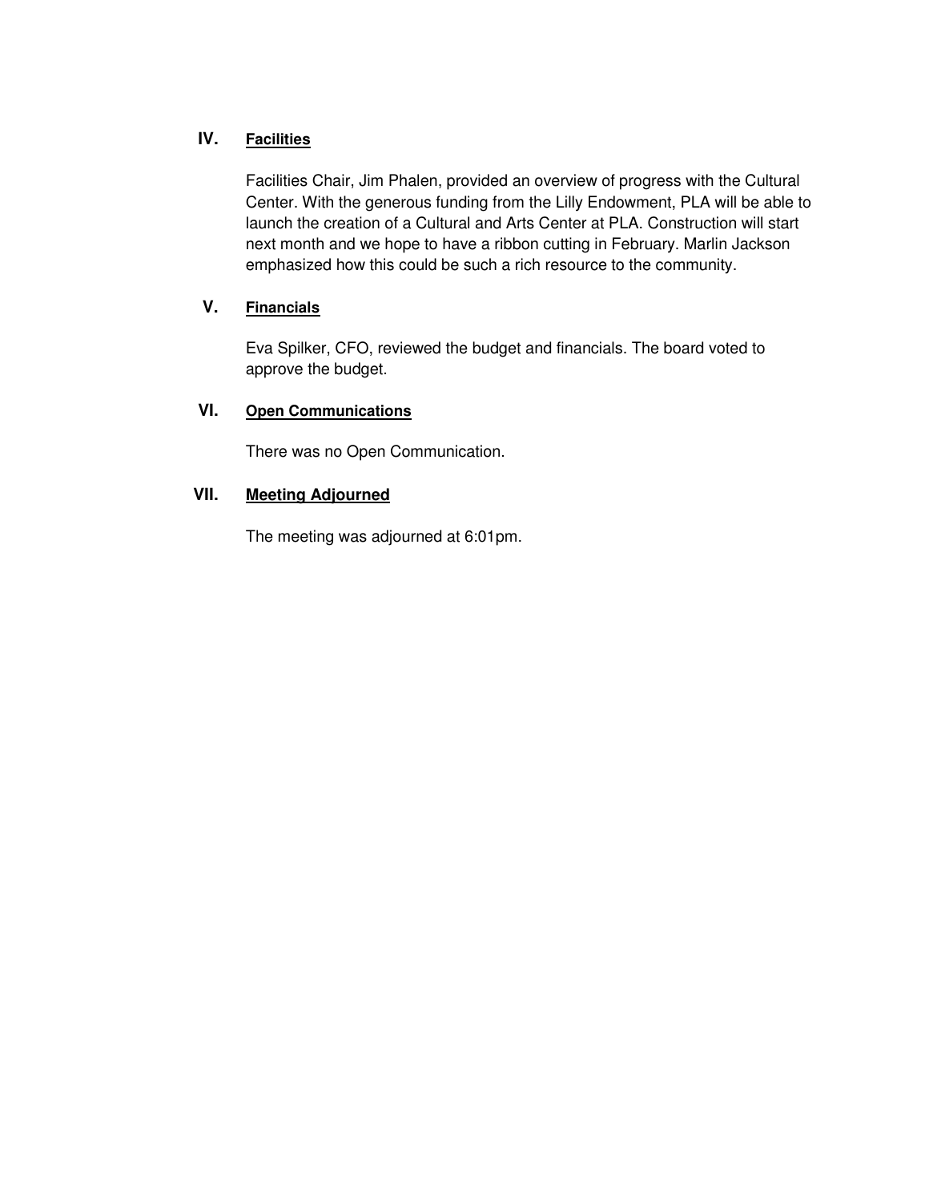## IV. Facilities

Facilities Chair, Jim Phalen, provided an overview of progress with the Cultural Center. With the generous funding from the Lilly Endowment, PLA will be able to launch the creation of a Cultural and Arts Center at PLA. Construction will start next month and we hope to have a ribbon cutting in February. Marlin Jackson emphasized how this could be such a rich resource to the community.

## V. Financials

Eva Spilker, CFO, reviewed the budget and financials. The board voted to approve the budget.

## VI. Open Communications

There was no Open Communication.

## VII. Meeting Adjourned

The meeting was adjourned at 6:01pm.